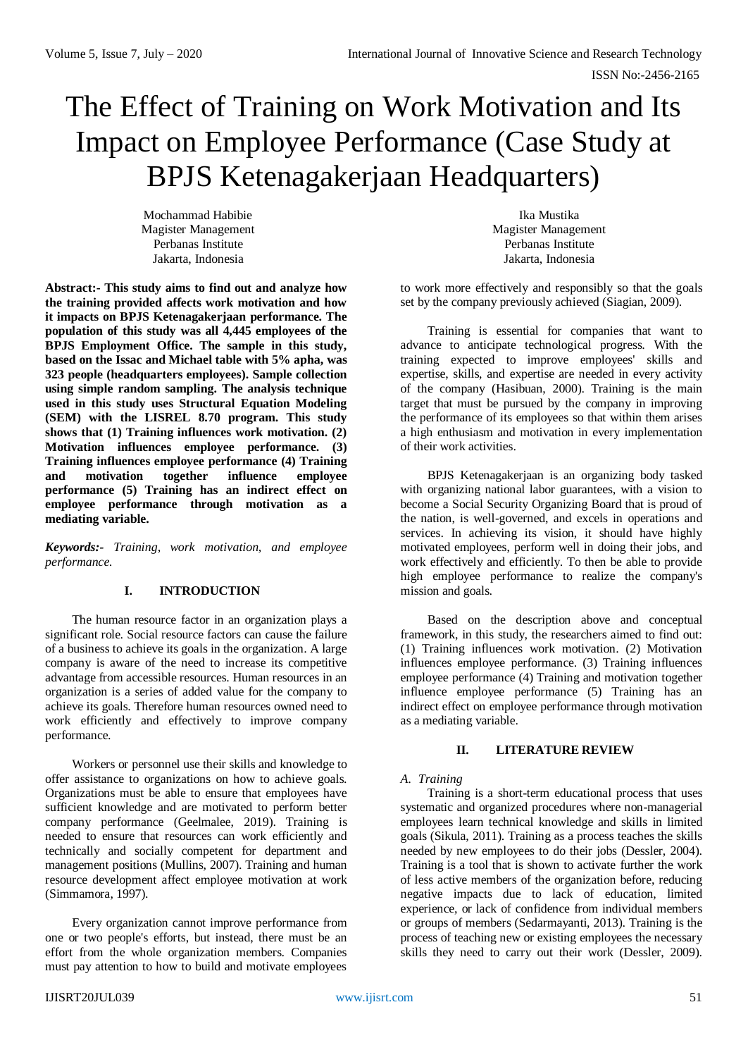# The Effect of Training on Work Motivation and Its Impact on Employee Performance (Case Study at BPJS Ketenagakerjaan Headquarters)

Mochammad Habibie
Magister Management
Perbanas Institute
Jakarta, Indonesia

Ika Mustika
Magister Management
Perbanas Institute
Jakarta, Indonesia

**Abstract:- This study aims to find out and analyze how the training provided affects work motivation and how it impacts on BPJS Ketenagakerjaan performance. The population of this study was all 4,445 employees of the BPJS Employment Office. The sample in this study, based on the Issac and Michael table with 5% apha, was 323 people (headquarters employees). Sample collection using simple random sampling. The analysis technique used in this study uses Structural Equation Modeling (SEM) with the LISREL 8.70 program. This study shows that (1) Training influences work motivation. (2) Motivation influences employee performance. (3) Training influences employee performance (4) Training and motivation together influence employee performance (5) Training has an indirect effect on employee performance through motivation as a mediating variable.**

***Keywords:-*** *Training, work motivation, and employee performance.*

## I. INTRODUCTION

The human resource factor in an organization plays a significant role. Social resource factors can cause the failure of a business to achieve its goals in the organization. A large company is aware of the need to increase its competitive advantage from accessible resources. Human resources in an organization is a series of added value for the company to achieve its goals. Therefore human resources owned need to work efficiently and effectively to improve company performance.

Workers or personnel use their skills and knowledge to offer assistance to organizations on how to achieve goals. Organizations must be able to ensure that employees have sufficient knowledge and are motivated to perform better company performance (Geelmalee, 2019). Training is needed to ensure that resources can work efficiently and technically and socially competent for department and management positions (Mullins, 2007). Training and human resource development affect employee motivation at work (Simmamora, 1997).

Every organization cannot improve performance from one or two people's efforts, but instead, there must be an effort from the whole organization members. Companies must pay attention to how to build and motivate employees to work more effectively and responsibly so that the goals set by the company previously achieved (Siagian, 2009).

Training is essential for companies that want to advance to anticipate technological progress. With the training expected to improve employees' skills and expertise, skills, and expertise are needed in every activity of the company (Hasibuan, 2000). Training is the main target that must be pursued by the company in improving the performance of its employees so that within them arises a high enthusiasm and motivation in every implementation of their work activities.

BPJS Ketenagakerjaan is an organizing body tasked with organizing national labor guarantees, with a vision to become a Social Security Organizing Board that is proud of the nation, is well-governed, and excels in operations and services. In achieving its vision, it should have highly motivated employees, perform well in doing their jobs, and work effectively and efficiently. To then be able to provide high employee performance to realize the company's mission and goals.

Based on the description above and conceptual framework, in this study, the researchers aimed to find out: (1) Training influences work motivation. (2) Motivation influences employee performance. (3) Training influences employee performance (4) Training and motivation together influence employee performance (5) Training has an indirect effect on employee performance through motivation as a mediating variable.

## II. LITERATURE REVIEW

### *A. Training*

Training is a short-term educational process that uses systematic and organized procedures where non-managerial employees learn technical knowledge and skills in limited goals (Sikula, 2011). Training as a process teaches the skills needed by new employees to do their jobs (Dessler, 2004). Training is a tool that is shown to activate further the work of less active members of the organization before, reducing negative impacts due to lack of education, limited experience, or lack of confidence from individual members or groups of members (Sedarmayanti, 2013). Training is the process of teaching new or existing employees the necessary skills they need to carry out their work (Dessler, 2009).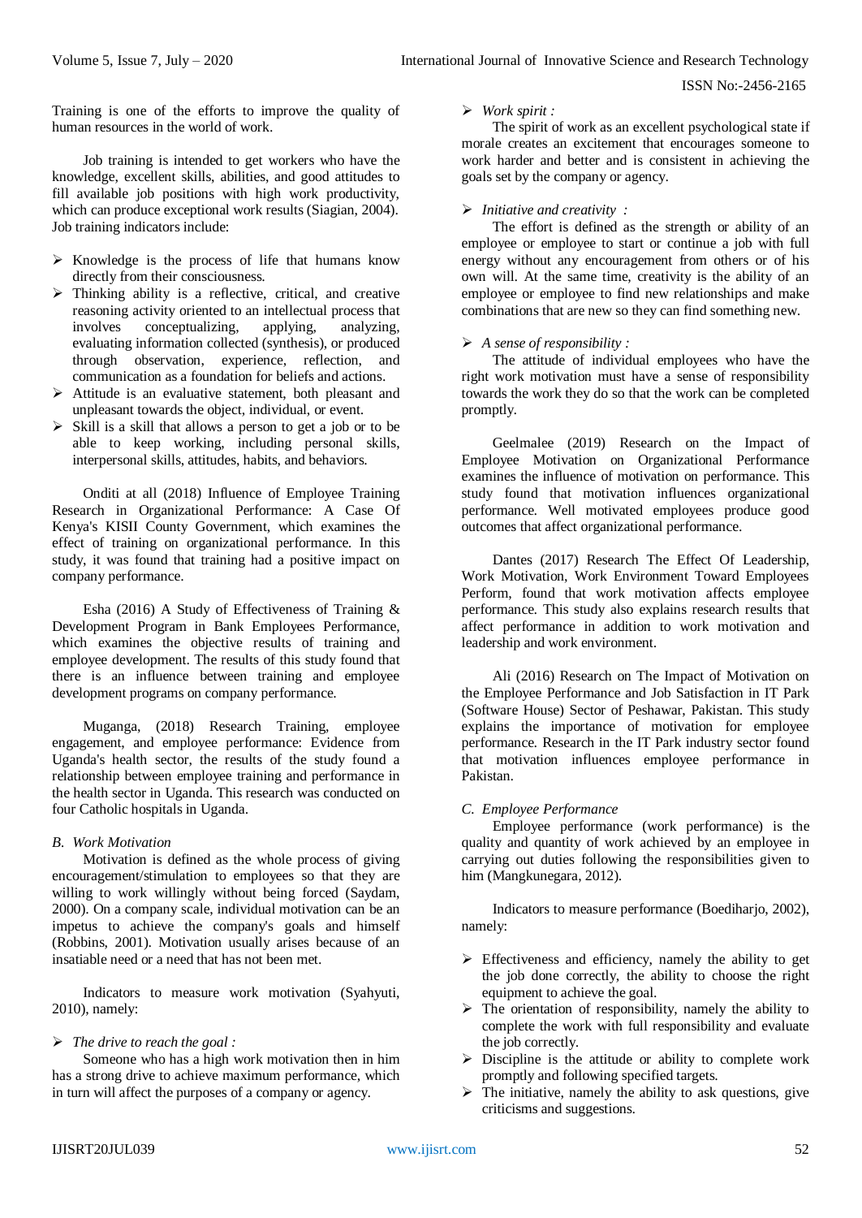Training is one of the efforts to improve the quality of human resources in the world of work.

Job training is intended to get workers who have the knowledge, excellent skills, abilities, and good attitudes to fill available job positions with high work productivity, which can produce exceptional work results (Siagian, 2004). Job training indicators include:

- Knowledge is the process of life that humans know directly from their consciousness.
- Thinking ability is a reflective, critical, and creative reasoning activity oriented to an intellectual process that involves conceptualizing, applying, analyzing, evaluating information collected (synthesis), or produced through observation, experience, reflection, and communication as a foundation for beliefs and actions.
- Attitude is an evaluative statement, both pleasant and unpleasant towards the object, individual, or event.
- Skill is a skill that allows a person to get a job or to be able to keep working, including personal skills, interpersonal skills, attitudes, habits, and behaviors.

Onditi at all (2018) Influence of Employee Training Research in Organizational Performance: A Case Of Kenya's KISII County Government, which examines the effect of training on organizational performance. In this study, it was found that training had a positive impact on company performance.

Esha (2016) A Study of Effectiveness of Training & Development Program in Bank Employees Performance, which examines the objective results of training and employee development. The results of this study found that there is an influence between training and employee development programs on company performance.

Muganga, (2018) Research Training, employee engagement, and employee performance: Evidence from Uganda's health sector, the results of the study found a relationship between employee training and performance in the health sector in Uganda. This research was conducted on four Catholic hospitals in Uganda.

### B. Work Motivation

Motivation is defined as the whole process of giving encouragement/stimulation to employees so that they are willing to work willingly without being forced (Saydam, 2000). On a company scale, individual motivation can be an impetus to achieve the company's goals and himself (Robbins, 2001). Motivation usually arises because of an insatiable need or a need that has not been met.

Indicators to measure work motivation (Syahyuti, 2010), namely:

- *The drive to reach the goal :*

  Someone who has a high work motivation then in him has a strong drive to achieve maximum performance, which in turn will affect the purposes of a company or agency.

- *Work spirit :*

  The spirit of work as an excellent psychological state if morale creates an excitement that encourages someone to work harder and better and is consistent in achieving the goals set by the company or agency.

- *Initiative and creativity :*

  The effort is defined as the strength or ability of an employee or employee to start or continue a job with full energy without any encouragement from others or of his own will. At the same time, creativity is the ability of an employee or employee to find new relationships and make combinations that are new so they can find something new.

- *A sense of responsibility :*

  The attitude of individual employees who have the right work motivation must have a sense of responsibility towards the work they do so that the work can be completed promptly.

Geelmalee (2019) Research on the Impact of Employee Motivation on Organizational Performance examines the influence of motivation on performance. This study found that motivation influences organizational performance. Well motivated employees produce good outcomes that affect organizational performance.

Dantes (2017) Research The Effect Of Leadership, Work Motivation, Work Environment Toward Employees Perform, found that work motivation affects employee performance. This study also explains research results that affect performance in addition to work motivation and leadership and work environment.

Ali (2016) Research on The Impact of Motivation on the Employee Performance and Job Satisfaction in IT Park (Software House) Sector of Peshawar, Pakistan. This study explains the importance of motivation for employee performance. Research in the IT Park industry sector found that motivation influences employee performance in Pakistan.

### C. Employee Performance

Employee performance (work performance) is the quality and quantity of work achieved by an employee in carrying out duties following the responsibilities given to him (Mangkunegara, 2012).

Indicators to measure performance (Boediharjo, 2002), namely:

- Effectiveness and efficiency, namely the ability to get the job done correctly, the ability to choose the right equipment to achieve the goal.
- The orientation of responsibility, namely the ability to complete the work with full responsibility and evaluate the job correctly.
- Discipline is the attitude or ability to complete work promptly and following specified targets.
- The initiative, namely the ability to ask questions, give criticisms and suggestions.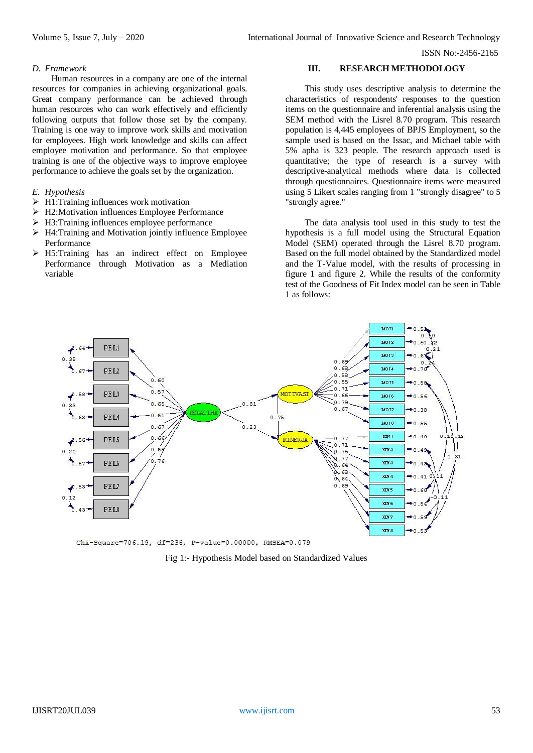### D. Framework

Human resources in a company are one of the internal resources for companies in achieving organizational goals. Great company performance can be achieved through human resources who can work effectively and efficiently following outputs that follow those set by the company. Training is one way to improve work skills and motivation for employees. High work knowledge and skills can affect employee motivation and performance. So that employee training is one of the objective ways to improve employee performance to achieve the goals set by the organization.

### E. Hypothesis

- H1:Training influences work motivation
- H2:Motivation influences Employee Performance
- H3:Training influences employee performance
- H4:Training and Motivation jointly influence Employee Performance
- H5:Training has an indirect effect on Employee Performance through Motivation as a Mediation variable

## III. RESEARCH METHODOLOGY

This study uses descriptive analysis to determine the characteristics of respondents' responses to the question items on the questionnaire and inferential analysis using the SEM method with the Lisrel 8.70 program. This research population is 4,445 employees of BPJS Employment, so the sample used is based on the Issac, and Michael table with 5% apha is 323 people. The research approach used is quantitative; the type of research is a survey with descriptive-analytical methods where data is collected through questionnaires. Questionnaire items were measured using 5 Likert scales ranging from 1 "strongly disagree" to 5 "strongly agree."

The data analysis tool used in this study to test the hypothesis is a full model using the Structural Equation Model (SEM) operated through the Lisrel 8.70 program. Based on the full model obtained by the Standardized model and the T-Value model, with the results of processing in figure 1 and figure 2. While the results of the conformity test of the Goodness of Fit Index model can be seen in Table 1 as follows:

Chi-Square=706.19, df=236, P-value=0.00000, RMSEA=0.079

Fig 1:- Hypothesis Model based on Standardized Values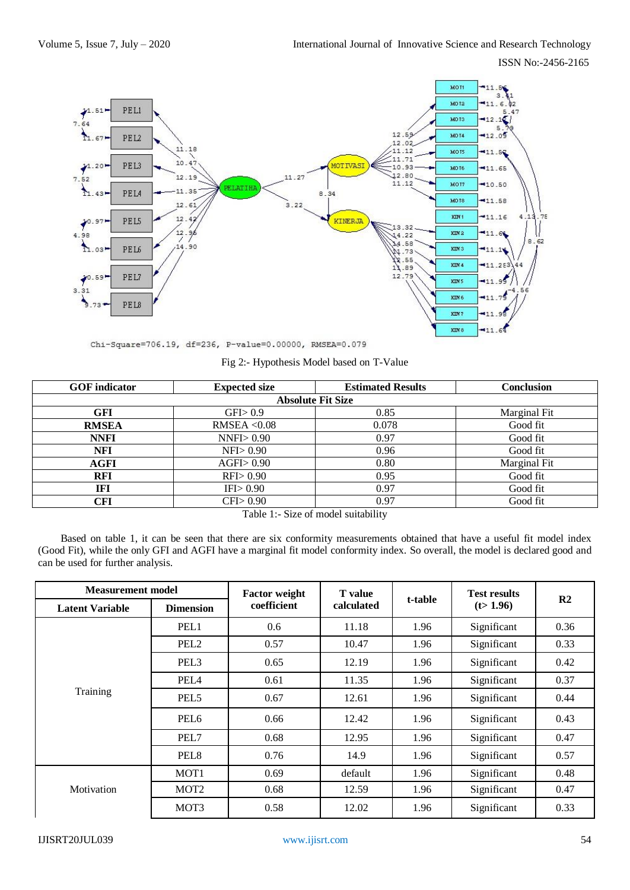Chi-Square=706.19, df=236, P-value=0.00000, RMSEA=0.079

Fig 2:- Hypothesis Model based on T-Value

| GOF indicator | Expected size | Estimated Results | Conclusion |
|---|---|---|---|
| **Absolute Fit Size** | | | |
| **GFI** | GFI> 0.9 | 0.85 | Marginal Fit |
| **RMSEA** | RMSEA <0.08 | 0.078 | Good fit |
| **NNFI** | NNFI> 0.90 | 0.97 | Good fit |
| **NFI** | NFI> 0.90 | 0.96 | Good fit |
| **AGFI** | AGFI> 0.90 | 0.80 | Marginal Fit |
| **RFI** | RFI> 0.90 | 0.95 | Good fit |
| **IFI** | IFI> 0.90 | 0.97 | Good fit |
| **CFI** | CFI> 0.90 | 0.97 | Good fit |

Table 1:- Size of model suitability

Based on table 1, it can be seen that there are six conformity measurements obtained that have a useful fit model index (Good Fit), while the only GFI and AGFI have a marginal fit model conformity index. So overall, the model is declared good and can be used for further analysis.

| **Measurement model** | | **Factor weight coefficient** | **T value calculated** | **t-table** | **Test results (t> 1.96)** | **R2** |
|---|---|---|---|---|---|---|
| **Latent Variable** | **Dimension** | | | | | |
| Training | PEL1 | 0.6 | 11.18 | 1.96 | Significant | 0.36 |
| | PEL2 | 0.57 | 10.47 | 1.96 | Significant | 0.33 |
| | PEL3 | 0.65 | 12.19 | 1.96 | Significant | 0.42 |
| | PEL4 | 0.61 | 11.35 | 1.96 | Significant | 0.37 |
| | PEL5 | 0.67 | 12.61 | 1.96 | Significant | 0.44 |
| | PEL6 | 0.66 | 12.42 | 1.96 | Significant | 0.43 |
| | PEL7 | 0.68 | 12.95 | 1.96 | Significant | 0.47 |
| | PEL8 | 0.76 | 14.9 | 1.96 | Significant | 0.57 |
| Motivation | MOT1 | 0.69 | default | 1.96 | Significant | 0.48 |
| | MOT2 | 0.68 | 12.59 | 1.96 | Significant | 0.47 |
| | MOT3 | 0.58 | 12.02 | 1.96 | Significant | 0.33 |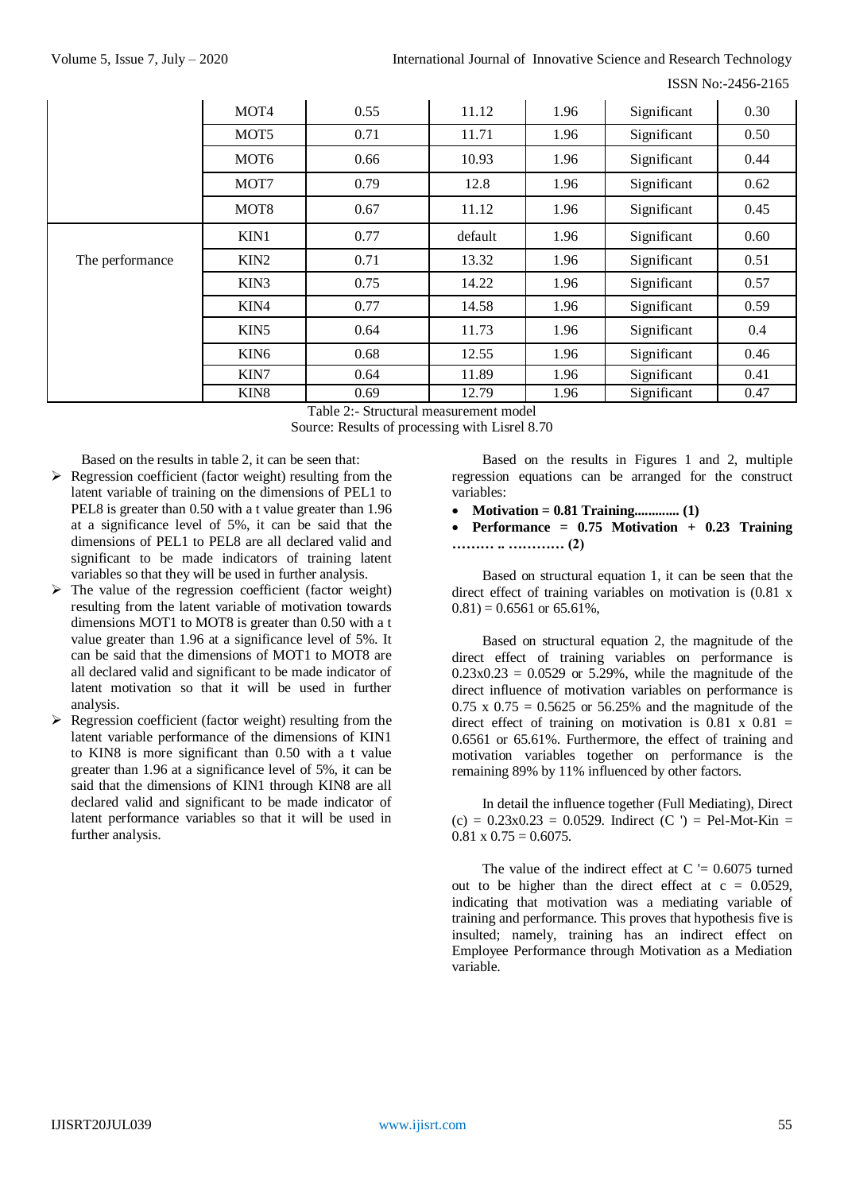|  | MOT4 | 0.55 | 11.12 | 1.96 | Significant | 0.30 |
|---|---|---|---|---|---|---|
|  | MOT5 | 0.71 | 11.71 | 1.96 | Significant | 0.50 |
|  | MOT6 | 0.66 | 10.93 | 1.96 | Significant | 0.44 |
|  | MOT7 | 0.79 | 12.8 | 1.96 | Significant | 0.62 |
|  | MOT8 | 0.67 | 11.12 | 1.96 | Significant | 0.45 |
| The performance | KIN1 | 0.77 | default | 1.96 | Significant | 0.60 |
|  | KIN2 | 0.71 | 13.32 | 1.96 | Significant | 0.51 |
|  | KIN3 | 0.75 | 14.22 | 1.96 | Significant | 0.57 |
|  | KIN4 | 0.77 | 14.58 | 1.96 | Significant | 0.59 |
|  | KIN5 | 0.64 | 11.73 | 1.96 | Significant | 0.4 |
|  | KIN6 | 0.68 | 12.55 | 1.96 | Significant | 0.46 |
|  | KIN7 | 0.64 | 11.89 | 1.96 | Significant | 0.41 |
|  | KIN8 | 0.69 | 12.79 | 1.96 | Significant | 0.47 |

Table 2:- Structural measurement model
Source: Results of processing with Lisrel 8.70

Based on the results in table 2, it can be seen that:

- Regression coefficient (factor weight) resulting from the latent variable of training on the dimensions of PEL1 to PEL8 is greater than 0.50 with a t value greater than 1.96 at a significance level of 5%, it can be said that the dimensions of PEL1 to PEL8 are all declared valid and significant to be made indicators of training latent variables so that they will be used in further analysis.
- The value of the regression coefficient (factor weight) resulting from the latent variable of motivation towards dimensions MOT1 to MOT8 is greater than 0.50 with a t value greater than 1.96 at a significance level of 5%. It can be said that the dimensions of MOT1 to MOT8 are all declared valid and significant to be made indicator of latent motivation so that it will be used in further analysis.
- Regression coefficient (factor weight) resulting from the latent variable performance of the dimensions of KIN1 to KIN8 is more significant than 0.50 with a t value greater than 1.96 at a significance level of 5%, it can be said that the dimensions of KIN1 through KIN8 are all declared valid and significant to be made indicator of latent performance variables so that it will be used in further analysis.

Based on the results in Figures 1 and 2, multiple regression equations can be arranged for the construct variables:

- **Motivation = 0.81 Training............. (1)**
- **Performance = 0.75 Motivation + 0.23 Training ……… .. ………… (2)**

Based on structural equation 1, it can be seen that the direct effect of training variables on motivation is (0.81 x 0.81) = 0.6561 or 65.61%,

Based on structural equation 2, the magnitude of the direct effect of training variables on performance is 0.23x0.23 = 0.0529 or 5.29%, while the magnitude of the direct influence of motivation variables on performance is 0.75 x 0.75 = 0.5625 or 56.25% and the magnitude of the direct effect of training on motivation is 0.81 x 0.81 = 0.6561 or 65.61%. Furthermore, the effect of training and motivation variables together on performance is the remaining 89% by 11% influenced by other factors.

In detail the influence together (Full Mediating), Direct (c) = 0.23x0.23 = 0.0529. Indirect (C ') = Pel-Mot-Kin = 0.81 x 0.75 = 0.6075.

The value of the indirect effect at C '= 0.6075 turned out to be higher than the direct effect at c = 0.0529, indicating that motivation was a mediating variable of training and performance. This proves that hypothesis five is insulted; namely, training has an indirect effect on Employee Performance through Motivation as a Mediation variable.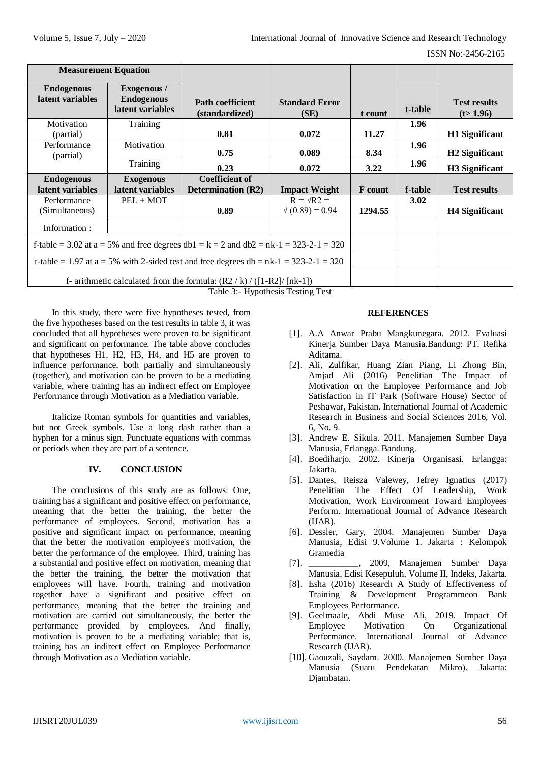| Measurement Equation | | | | | | |
|---|---|---|---|---|---|---|
| **Endogenous latent variables** | **Exogenous / Endogenous latent variables** | **Path coefficient (standardized)** | **Standard Error (SE)** | **t count** | **t-table** | **Test results (t> 1.96)** |
| Motivation (partial) | Training | **0.81** | **0.072** | **11.27** | **1.96** | **H1 Significant** |
| Performance (partial) | Motivation | **0.75** | **0.089** | **8.34** | **1.96** | **H2 Significant** |
| | Training | **0.23** | **0.072** | **3.22** | **1.96** | **H3 Significant** |
| **Endogenous latent variables** | **Exogenous latent variables** | **Coefficient of Determination (R2)** | **Impact Weight** | **F count** | **f-table** | **Test results** |
| Performance (Simultaneous) | PEL + MOT | **0.89** | $R = \sqrt{R2} = \sqrt{(0.89)} = 0.94$ | **1294.55** | **3.02** | **H4 Significant** |
| Information : | | | | | | |
| f-table = 3.02 at a = 5% and free degrees db1 = k = 2 and db2 = nk-1 = 323-2-1 = 320 | | | | | | |
| t-table = 1.97 at a = 5% with 2-sided test and free degrees db = nk-1 = 323-2-1 = 320 | | | | | | |
| f- arithmetic calculated from the formula: (R2 / k) / ([1-R2]/ [nk-1]) | | | | | | |

Table 3:- Hypothesis Testing Test

In this study, there were five hypotheses tested, from the five hypotheses based on the test results in table 3, it was concluded that all hypotheses were proven to be significant and significant on performance. The table above concludes that hypotheses H1, H2, H3, H4, and H5 are proven to influence performance, both partially and simultaneously (together), and motivation can be proven to be a mediating variable, where training has an indirect effect on Employee Performance through Motivation as a Mediation variable.

Italicize Roman symbols for quantities and variables, but not Greek symbols. Use a long dash rather than a hyphen for a minus sign. Punctuate equations with commas or periods when they are part of a sentence.

## IV. CONCLUSION

The conclusions of this study are as follows: One, training has a significant and positive effect on performance, meaning that the better the training, the better the performance of employees. Second, motivation has a positive and significant impact on performance, meaning that the better the motivation employee's motivation, the better the performance of the employee. Third, training has a substantial and positive effect on motivation, meaning that the better the training, the better the motivation that employees will have. Fourth, training and motivation together have a significant and positive effect on performance, meaning that the better the training and motivation are carried out simultaneously, the better the performance provided by employees. And finally, motivation is proven to be a mediating variable; that is, training has an indirect effect on Employee Performance through Motivation as a Mediation variable.

## REFERENCES

[1]. A.A Anwar Prabu Mangkunegara. 2012. Evaluasi Kinerja Sumber Daya Manusia.Bandung: PT. Refika Aditama.

[2]. Ali, Zulfikar, Huang Zian Piang, Li Zhong Bin, Amjad Ali (2016) Penelitian The Impact of Motivation on the Employee Performance and Job Satisfaction in IT Park (Software House) Sector of Peshawar, Pakistan. International Journal of Academic Research in Business and Social Sciences 2016, Vol. 6, No. 9.

[3]. Andrew E. Sikula. 2011. Manajemen Sumber Daya Manusia, Erlangga. Bandung.

[4]. Boediharjo. 2002. Kinerja Organisasi. Erlangga: Jakarta.

[5]. Dantes, Reisza Valewey, Jefrey Ignatius (2017) Penelitian The Effect Of Leadership, Work Motivation, Work Environment Toward Employees Perform. International Journal of Advance Research (IJAR).

[6]. Dessler, Gary, 2004. Manajemen Sumber Daya Manusia, Edisi 9.Volume 1. Jakarta : Kelompok Gramedia

[7]. ___________, 2009, Manajemen Sumber Daya Manusia, Edisi Kesepuluh, Volume II, Indeks, Jakarta.

[8]. Esha (2016) Research A Study of Effectiveness of Training & Development Programmeon Bank Employees Performance.

[9]. Geelmaale, Abdi Muse Ali, 2019. Impact Of Employee Motivation On Organizational Performance. International Journal of Advance Research (IJAR).

[10]. Gaouzali, Saydam. 2000. Manajemen Sumber Daya Manusia (Suatu Pendekatan Mikro). Jakarta: Djambatan.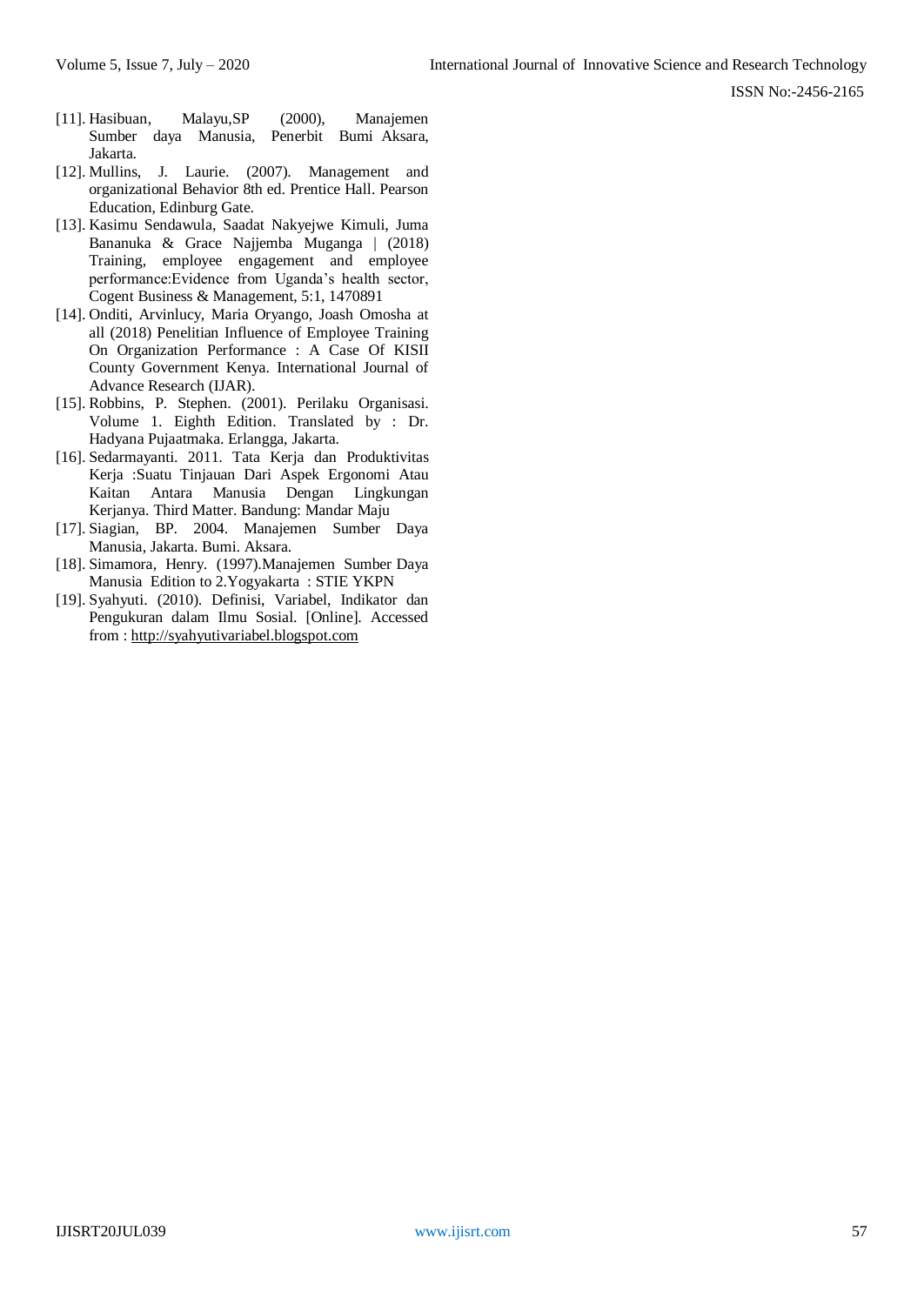[11]. Hasibuan, Malayu,SP (2000), Manajemen Sumber daya Manusia, Penerbit Bumi Aksara, Jakarta.

[12]. Mullins, J. Laurie. (2007). Management and organizational Behavior 8th ed. Prentice Hall. Pearson Education, Edinburg Gate.

[13]. Kasimu Sendawula, Saadat Nakyejwe Kimuli, Juma Bananuka & Grace Najjemba Muganga | (2018) Training, employee engagement and employee performance:Evidence from Uganda's health sector, Cogent Business & Management, 5:1, 1470891

[14]. Onditi, Arvinlucy, Maria Oryango, Joash Omosha at all (2018) Penelitian Influence of Employee Training On Organization Performance : A Case Of KISII County Government Kenya. International Journal of Advance Research (IJAR).

[15]. Robbins, P. Stephen. (2001). Perilaku Organisasi. Volume 1. Eighth Edition. Translated by : Dr. Hadyana Pujaatmaka. Erlangga, Jakarta.

[16]. Sedarmayanti. 2011. Tata Kerja dan Produktivitas Kerja :Suatu Tinjauan Dari Aspek Ergonomi Atau Kaitan Antara Manusia Dengan Lingkungan Kerjanya. Third Matter. Bandung: Mandar Maju

[17]. Siagian, BP. 2004. Manajemen Sumber Daya Manusia, Jakarta. Bumi. Aksara.

[18]. Simamora, Henry. (1997).Manajemen Sumber Daya Manusia Edition to 2.Yogyakarta : STIE YKPN

[19]. Syahyuti. (2010). Definisi, Variabel, Indikator dan Pengukuran dalam Ilmu Sosial. [Online]. Accessed from : http://syahyutivariabel.blogspot.com